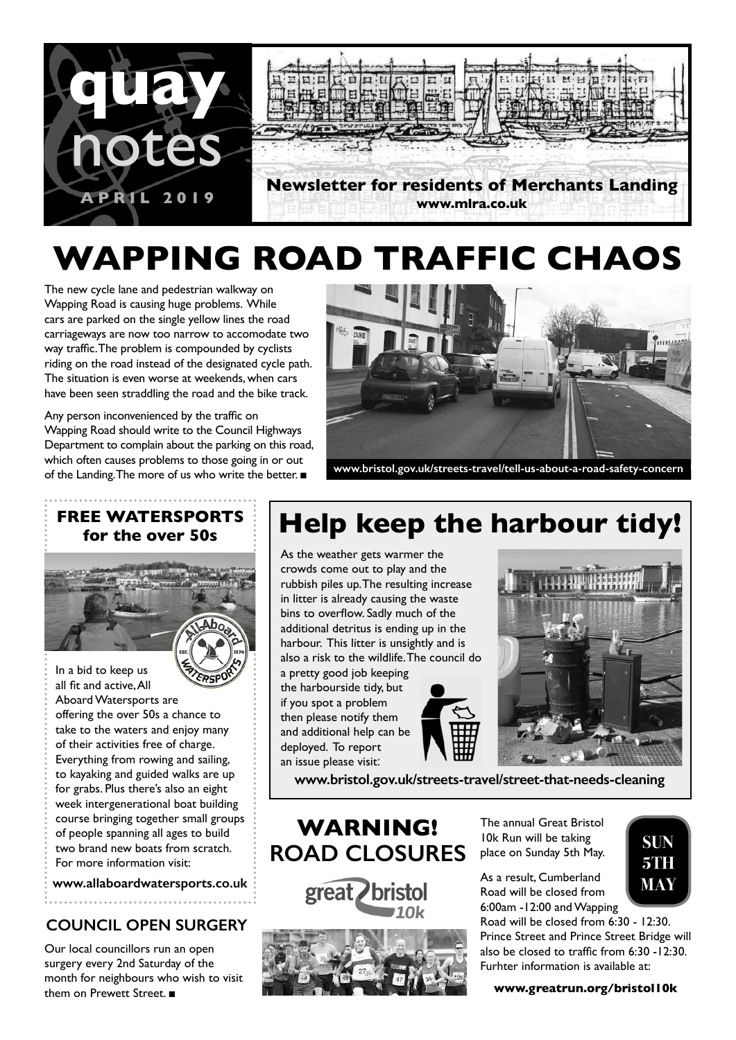# quay notes

APRIL 2019

**Newsletter for residents of Merchants Landing**
**www.mlra.co.uk**

# WAPPING ROAD TRAFFIC CHAOS

The new cycle lane and pedestrian walkway on Wapping Road is causing huge problems. While cars are parked on the single yellow lines the road carriageways are now too narrow to accomodate two way traffic. The problem is compounded by cyclists riding on the road instead of the designated cycle path. The situation is even worse at weekends, when cars have been seen straddling the road and the bike track.

Any person inconvenienced by the traffic on Wapping Road should write to the Council Highways Department to complain about the parking on this road, which often causes problems to those going in or out of the Landing. The more of us who write the better. ■

**www.bristol.gov.uk/streets-travel/tell-us-about-a-road-safety-concern**

## FREE WATERSPORTS for the over 50s

In a bid to keep us all fit and active, All Aboard Watersports are offering the over 50s a chance to take to the waters and enjoy many of their activities free of charge. Everything from rowing and sailing, to kayaking and guided walks are up for grabs. Plus there's also an eight week intergenerational boat building course bringing together small groups of people spanning all ages to build two brand new boats from scratch. For more information visit:

**www.allaboardwatersports.co.uk**

## COUNCIL OPEN SURGERY

Our local councillors run an open surgery every 2nd Saturday of the month for neighbours who wish to visit them on Prewett Street. ■

## Help keep the harbour tidy!

As the weather gets warmer the crowds come out to play and the rubbish piles up. The resulting increase in litter is already causing the waste bins to overflow. Sadly much of the additional detritus is ending up in the harbour. This litter is unsightly and is also a risk to the wildlife. The council do a pretty good job keeping the harbourside tidy, but if you spot a problem then please notify them and additional help can be deployed. To report an issue please visit:

**www.bristol.gov.uk/streets-travel/street-that-needs-cleaning**

## WARNING! ROAD CLOSURES

**SUN 5TH MAY**

The annual Great Bristol 10k Run will be taking place on Sunday 5th May.

As a result, Cumberland Road will be closed from 6:00am -12:00 and Wapping Road will be closed from 6:30 - 12:30. Prince Street and Prince Street Bridge will also be closed to traffic from 6:30 -12:30. Furhter information is available at:

**www.greatrun.org/bristol10k**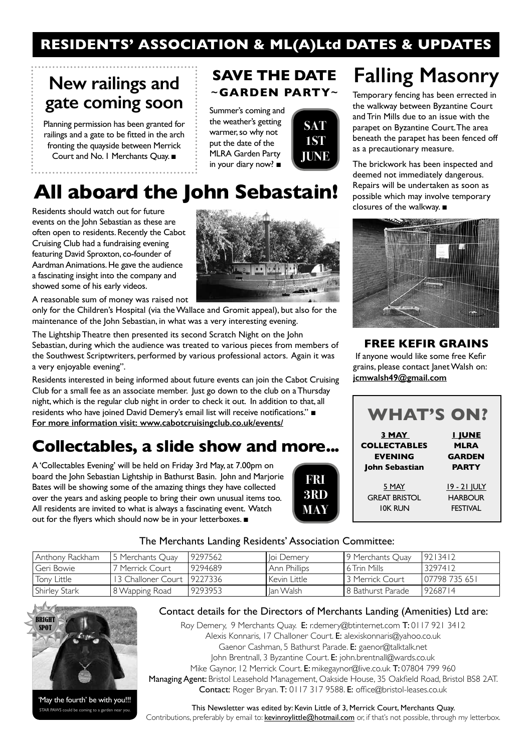# RESIDENTS' ASSOCIATION & ML(A)Ltd DATES & UPDATES

## New railings and gate coming soon

Planning permission has been granted for railings and a gate to be fitted in the arch fronting the quayside between Merrick Court and No. 1 Merchants Quay. ■

## SAVE THE DATE ~GARDEN PARTY~

Summer's coming and the weather's getting warmer, so why not put the date of the MLRA Garden Party in your diary now? ■

SAT 1ST JUNE

## All aboard the John Sebastain!

Residents should watch out for future events on the John Sebastian as these are often open to residents. Recently the Cabot Cruising Club had a fundraising evening featuring David Sproxton, co-founder of Aardman Animations. He gave the audience a fascinating insight into the company and showed some of his early videos.

A reasonable sum of money was raised not only for the Children's Hospital (via the Wallace and Gromit appeal), but also for the maintenance of the John Sebastian, in what was a very interesting evening.

The Lightship Theatre then presented its second Scratch Night on the John Sebastian, during which the audience was treated to various pieces from members of the Southwest Scriptwriters, performed by various professional actors. Again it was a very enjoyable evening".

Residents interested in being informed about future events can join the Cabot Cruising Club for a small fee as an associate member. Just go down to the club on a Thursday night, which is the regular club night in order to check it out. In addition to that, all residents who have joined David Demery's email list will receive notifications." ■

**For more information visit: www.cabotcruisingclub.co.uk/events/**

## Collectables, a slide show and more...

A 'Collectables Evening' will be held on Friday 3rd May, at 7.00pm on board the John Sebastian Lightship in Bathurst Basin. John and Marjorie Bates will be showing some of the amazing things they have collected over the years and asking people to bring their own unusual items too. All residents are invited to what is always a fascinating event. Watch out for the flyers which should now be in your letterboxes. ■

FRI 3RD MAY

## Falling Masonry

Temporary fencing has been errected in the walkway between Byzantine Court and Trin Mills due to an issue with the parapet on Byzantine Court. The area beneath the parapet has been fenced off as a precautionary measure.

The brickwork has been inspected and deemed not immediately dangerous. Repairs will be undertaken as soon as possible which may involve temporary closures of the walkway. ■

### FREE KEFIR GRAINS

If anyone would like some free Kefir grains, please contact Janet Walsh on: **jcmwalsh49@gmail.com**

## WHAT'S ON?

**3 MAY**
**COLLECTABLES EVENING**
**John Sebastian**

**1 JUNE**
**MLRA GARDEN PARTY**

5 MAY
GREAT BRISTOL 10K RUN

19 - 21 JULY
HARBOUR FESTIVAL

### The Merchants Landing Residents' Association Committee:

| | | | | | |
|---|---|---|---|---|---|
| Anthony Rackham | 5 Merchants Quay | 9297562 | Joi Demery | 9 Merchants Quay | 9213412 |
| Geri Bowie | 7 Merrick Court | 9294689 | Ann Phillips | 6 Trin Mills | 3297412 |
| Tony Little | 13 Challoner Court | 9227336 | Kevin Little | 3 Merrick Court | 07798 735 651 |
| Shirley Stark | 8 Wapping Road | 9293953 | Jan Walsh | 8 Bathurst Parade | 9268714 |

BRIGHT SPOT

'May the fourth' be with you!!!
STAR PAWS could be coming to a garden near you.

### Contact details for the Directors of Merchants Landing (Amenities) Ltd are:

Roy Demery, 9 Merchants Quay. **E:** r.demery@btinternet.com **T:** 0117 921 3412
Alexis Konnaris, 17 Challoner Court. **E:** alexiskonnaris@yahoo.co.uk
Gaenor Cashman, 5 Bathurst Parade. **E:** gaenor@talktalk.net
John Brentnall, 3 Byzantine Court. **E:** john.brentnall@wards.co.uk
Mike Gaynor, 12 Merrick Court. **E:** mikegaynor@live.co.uk **T:** 07804 799 960
**Managing Agent:** Bristol Leasehold Management, Oakside House, 35 Oakfield Road, Bristol BS8 2AT.
**Contact:** Roger Bryan. **T:** 0117 317 9588. **E:** office@bristol-leases.co.uk

This Newsletter was edited by: Kevin Little of 3, Merrick Court, Merchants Quay.
Contributions, preferably by email to: **kevinroylittle@hotmail.com** or, if that's not possible, through my letterbox.